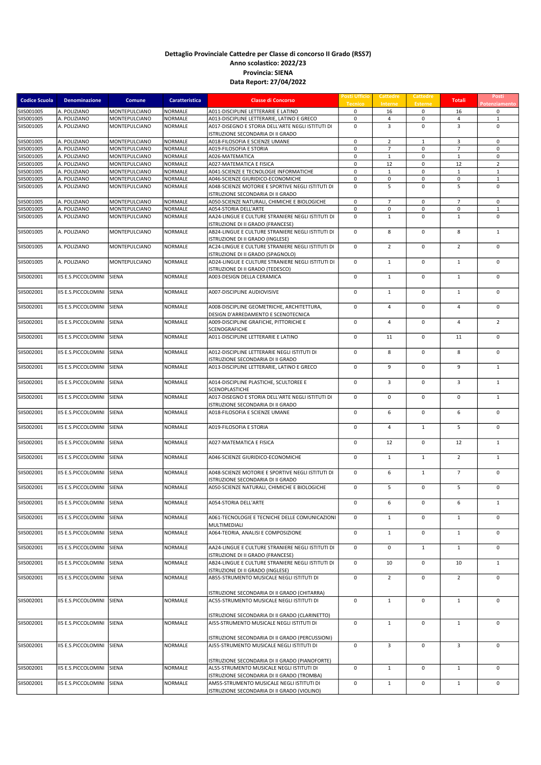**Dettaglio Provinciale Cattedre per Classe di concorso II Grado (RSS7)**
**Anno scolastico: 2022/23**
**Provincia: SIENA**
**Data Report: 27/04/2022**

| Codice Scuola | Denominazione | Comune | Caratteristica | Classe di Concorso | Posti Ufficio Tecnico | Cattedre Interne | Cattedre Esterne | Totali | Posti Potenziamento |
|---|---|---|---|---|---|---|---|---|---|
| SIIS001005 | A. POLIZIANO | MONTEPULCIANO | NORMALE | A011-DISCIPLINE LETTERARIE E LATINO | 0 | 16 | 0 | 16 | 0 |
| SIIS001005 | A. POLIZIANO | MONTEPULCIANO | NORMALE | A013-DISCIPLINE LETTERARIE, LATINO E GRECO | 0 | 4 | 0 | 4 | 1 |
| SIIS001005 | A. POLIZIANO | MONTEPULCIANO | NORMALE | A017-DISEGNO E STORIA DELL'ARTE NEGLI ISTITUTI DI ISTRUZIONE SECONDARIA DI II GRADO | 0 | 3 | 0 | 3 | 0 |
| SIIS001005 | A. POLIZIANO | MONTEPULCIANO | NORMALE | A018-FILOSOFIA E SCIENZE UMANE | 0 | 2 | 1 | 3 | 0 |
| SIIS001005 | A. POLIZIANO | MONTEPULCIANO | NORMALE | A019-FILOSOFIA E STORIA | 0 | 7 | 0 | 7 | 0 |
| SIIS001005 | A. POLIZIANO | MONTEPULCIANO | NORMALE | A026-MATEMATICA | 0 | 1 | 0 | 1 | 0 |
| SIIS001005 | A. POLIZIANO | MONTEPULCIANO | NORMALE | A027-MATEMATICA E FISICA | 0 | 12 | 0 | 12 | 2 |
| SIIS001005 | A. POLIZIANO | MONTEPULCIANO | NORMALE | A041-SCIENZE E TECNOLOGIE INFORMATICHE | 0 | 1 | 0 | 1 | 1 |
| SIIS001005 | A. POLIZIANO | MONTEPULCIANO | NORMALE | A046-SCIENZE GIURIDICO-ECONOMICHE | 0 | 0 | 0 | 0 | 1 |
| SIIS001005 | A. POLIZIANO | MONTEPULCIANO | NORMALE | A048-SCIENZE MOTORIE E SPORTIVE NEGLI ISTITUTI DI ISTRUZIONE SECONDARIA DI II GRADO | 0 | 5 | 0 | 5 | 0 |
| SIIS001005 | A. POLIZIANO | MONTEPULCIANO | NORMALE | A050-SCIENZE NATURALI, CHIMICHE E BIOLOGICHE | 0 | 7 | 0 | 7 | 0 |
| SIIS001005 | A. POLIZIANO | MONTEPULCIANO | NORMALE | A054-STORIA DELL'ARTE | 0 | 0 | 0 | 0 | 1 |
| SIIS001005 | A. POLIZIANO | MONTEPULCIANO | NORMALE | AA24-LINGUE E CULTURE STRANIERE NEGLI ISTITUTI DI ISTRUZIONE DI II GRADO (FRANCESE) | 0 | 1 | 0 | 1 | 0 |
| SIIS001005 | A. POLIZIANO | MONTEPULCIANO | NORMALE | AB24-LINGUE E CULTURE STRANIERE NEGLI ISTITUTI DI ISTRUZIONE DI II GRADO (INGLESE) | 0 | 8 | 0 | 8 | 1 |
| SIIS001005 | A. POLIZIANO | MONTEPULCIANO | NORMALE | AC24-LINGUE E CULTURE STRANIERE NEGLI ISTITUTI DI ISTRUZIONE DI II GRADO (SPAGNOLO) | 0 | 2 | 0 | 2 | 0 |
| SIIS001005 | A. POLIZIANO | MONTEPULCIANO | NORMALE | AD24-LINGUE E CULTURE STRANIERE NEGLI ISTITUTI DI ISTRUZIONE DI II GRADO (TEDESCO) | 0 | 1 | 0 | 1 | 0 |
| SIIS002001 | IIS E.S.PICCOLOMINI | SIENA | NORMALE | A003-DESIGN DELLA CERAMICA | 0 | 1 | 0 | 1 | 0 |
| SIIS002001 | IIS E.S.PICCOLOMINI | SIENA | NORMALE | A007-DISCIPLINE AUDIOVISIVE | 0 | 1 | 0 | 1 | 0 |
| SIIS002001 | IIS E.S.PICCOLOMINI | SIENA | NORMALE | A008-DISCIPLINE GEOMETRICHE, ARCHITETTURA, DESIGN D'ARREDAMENTO E SCENOTECNICA | 0 | 4 | 0 | 4 | 0 |
| SIIS002001 | IIS E.S.PICCOLOMINI | SIENA | NORMALE | A009-DISCIPLINE GRAFICHE, PITTORICHE E SCENOGRAFICHE | 0 | 4 | 0 | 4 | 2 |
| SIIS002001 | IIS E.S.PICCOLOMINI | SIENA | NORMALE | A011-DISCIPLINE LETTERARIE E LATINO | 0 | 11 | 0 | 11 | 0 |
| SIIS002001 | IIS E.S.PICCOLOMINI | SIENA | NORMALE | A012-DISCIPLINE LETTERARIE NEGLI ISTITUTI DI ISTRUZIONE SECONDARIA DI II GRADO | 0 | 8 | 0 | 8 | 0 |
| SIIS002001 | IIS E.S.PICCOLOMINI | SIENA | NORMALE | A013-DISCIPLINE LETTERARIE, LATINO E GRECO | 0 | 9 | 0 | 9 | 1 |
| SIIS002001 | IIS E.S.PICCOLOMINI | SIENA | NORMALE | A014-DISCIPLINE PLASTICHE, SCULTOREE E SCENOPLASTICHE | 0 | 3 | 0 | 3 | 1 |
| SIIS002001 | IIS E.S.PICCOLOMINI | SIENA | NORMALE | A017-DISEGNO E STORIA DELL'ARTE NEGLI ISTITUTI DI ISTRUZIONE SECONDARIA DI II GRADO | 0 | 0 | 0 | 0 | 1 |
| SIIS002001 | IIS E.S.PICCOLOMINI | SIENA | NORMALE | A018-FILOSOFIA E SCIENZE UMANE | 0 | 6 | 0 | 6 | 0 |
| SIIS002001 | IIS E.S.PICCOLOMINI | SIENA | NORMALE | A019-FILOSOFIA E STORIA | 0 | 4 | 1 | 5 | 0 |
| SIIS002001 | IIS E.S.PICCOLOMINI | SIENA | NORMALE | A027-MATEMATICA E FISICA | 0 | 12 | 0 | 12 | 1 |
| SIIS002001 | IIS E.S.PICCOLOMINI | SIENA | NORMALE | A046-SCIENZE GIURIDICO-ECONOMICHE | 0 | 1 | 1 | 2 | 1 |
| SIIS002001 | IIS E.S.PICCOLOMINI | SIENA | NORMALE | A048-SCIENZE MOTORIE E SPORTIVE NEGLI ISTITUTI DI ISTRUZIONE SECONDARIA DI II GRADO | 0 | 6 | 1 | 7 | 0 |
| SIIS002001 | IIS E.S.PICCOLOMINI | SIENA | NORMALE | A050-SCIENZE NATURALI, CHIMICHE E BIOLOGICHE | 0 | 5 | 0 | 5 | 0 |
| SIIS002001 | IIS E.S.PICCOLOMINI | SIENA | NORMALE | A054-STORIA DELL'ARTE | 0 | 6 | 0 | 6 | 1 |
| SIIS002001 | IIS E.S.PICCOLOMINI | SIENA | NORMALE | A061-TECNOLOGIE E TECNICHE DELLE COMUNICAZIONI MULTIMEDIALI | 0 | 1 | 0 | 1 | 0 |
| SIIS002001 | IIS E.S.PICCOLOMINI | SIENA | NORMALE | A064-TEORIA, ANALISI E COMPOSIZIONE | 0 | 1 | 0 | 1 | 0 |
| SIIS002001 | IIS E.S.PICCOLOMINI | SIENA | NORMALE | AA24-LINGUE E CULTURE STRANIERE NEGLI ISTITUTI DI ISTRUZIONE DI II GRADO (FRANCESE) | 0 | 0 | 1 | 1 | 0 |
| SIIS002001 | IIS E.S.PICCOLOMINI | SIENA | NORMALE | AB24-LINGUE E CULTURE STRANIERE NEGLI ISTITUTI DI ISTRUZIONE DI II GRADO (INGLESE) | 0 | 10 | 0 | 10 | 1 |
| SIIS002001 | IIS E.S.PICCOLOMINI | SIENA | NORMALE | AB55-STRUMENTO MUSICALE NEGLI ISTITUTI DI ISTRUZIONE SECONDARIA DI II GRADO (CHITARRA) | 0 | 2 | 0 | 2 | 0 |
| SIIS002001 | IIS E.S.PICCOLOMINI | SIENA | NORMALE | AC55-STRUMENTO MUSICALE NEGLI ISTITUTI DI ISTRUZIONE SECONDARIA DI II GRADO (CLARINETTO) | 0 | 1 | 0 | 1 | 0 |
| SIIS002001 | IIS E.S.PICCOLOMINI | SIENA | NORMALE | AI55-STRUMENTO MUSICALE NEGLI ISTITUTI DI ISTRUZIONE SECONDARIA DI II GRADO (PERCUSSIONI) | 0 | 1 | 0 | 1 | 0 |
| SIIS002001 | IIS E.S.PICCOLOMINI | SIENA | NORMALE | AJ55-STRUMENTO MUSICALE NEGLI ISTITUTI DI ISTRUZIONE SECONDARIA DI II GRADO (PIANOFORTE) | 0 | 3 | 0 | 3 | 0 |
| SIIS002001 | IIS E.S.PICCOLOMINI | SIENA | NORMALE | AL55-STRUMENTO MUSICALE NEGLI ISTITUTI DI ISTRUZIONE SECONDARIA DI II GRADO (TROMBA) | 0 | 1 | 0 | 1 | 0 |
| SIIS002001 | IIS E.S.PICCOLOMINI | SIENA | NORMALE | AM55-STRUMENTO MUSICALE NEGLI ISTITUTI DI ISTRUZIONE SECONDARIA DI II GRADO (VIOLINO) | 0 | 1 | 0 | 1 | 0 |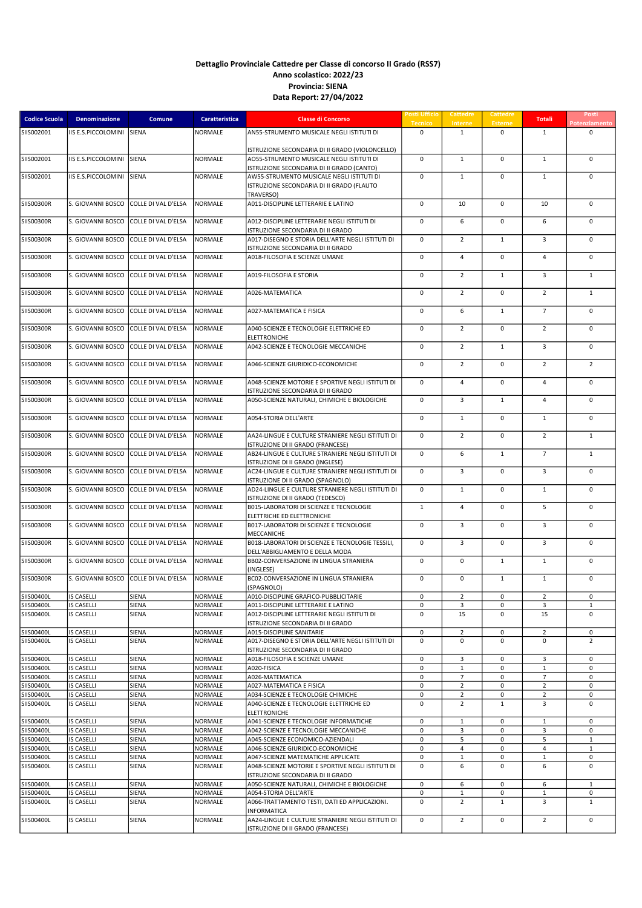**Dettaglio Provinciale Cattedre per Classe di concorso II Grado (RSS7)**
**Anno scolastico: 2022/23**
**Provincia: SIENA**
**Data Report: 27/04/2022**

| Codice Scuola | Denominazione | Comune | Caratteristica | Classe di Concorso | Posti Ufficio Tecnico | Cattedre Interne | Cattedre Esterne | Totali | Posti Potenziamento |
|---|---|---|---|---|---|---|---|---|---|
| SIIS002001 | IIS E.S.PICCOLOMINI | SIENA | NORMALE | AN55-STRUMENTO MUSICALE NEGLI ISTITUTI DI ISTRUZIONE SECONDARIA DI II GRADO (VIOLONCELLO) | 0 | 1 | 0 | 1 | 0 |
| SIIS002001 | IIS E.S.PICCOLOMINI | SIENA | NORMALE | AO55-STRUMENTO MUSICALE NEGLI ISTITUTI DI ISTRUZIONE SECONDARIA DI II GRADO (CANTO) | 0 | 1 | 0 | 1 | 0 |
| SIIS002001 | IIS E.S.PICCOLOMINI | SIENA | NORMALE | AW55-STRUMENTO MUSICALE NEGLI ISTITUTI DI ISTRUZIONE SECONDARIA DI II GRADO (FLAUTO TRAVERSO) | 0 | 1 | 0 | 1 | 0 |
| SIIS00300R | S. GIOVANNI BOSCO | COLLE DI VAL D'ELSA | NORMALE | A011-DISCIPLINE LETTERARIE E LATINO | 0 | 10 | 0 | 10 | 0 |
| SIIS00300R | S. GIOVANNI BOSCO | COLLE DI VAL D'ELSA | NORMALE | A012-DISCIPLINE LETTERARIE NEGLI ISTITUTI DI ISTRUZIONE SECONDARIA DI II GRADO | 0 | 6 | 0 | 6 | 0 |
| SIIS00300R | S. GIOVANNI BOSCO | COLLE DI VAL D'ELSA | NORMALE | A017-DISEGNO E STORIA DELL'ARTE NEGLI ISTITUTI DI ISTRUZIONE SECONDARIA DI II GRADO | 0 | 2 | 1 | 3 | 0 |
| SIIS00300R | S. GIOVANNI BOSCO | COLLE DI VAL D'ELSA | NORMALE | A018-FILOSOFIA E SCIENZE UMANE | 0 | 4 | 0 | 4 | 0 |
| SIIS00300R | S. GIOVANNI BOSCO | COLLE DI VAL D'ELSA | NORMALE | A019-FILOSOFIA E STORIA | 0 | 2 | 1 | 3 | 1 |
| SIIS00300R | S. GIOVANNI BOSCO | COLLE DI VAL D'ELSA | NORMALE | A026-MATEMATICA | 0 | 2 | 0 | 2 | 1 |
| SIIS00300R | S. GIOVANNI BOSCO | COLLE DI VAL D'ELSA | NORMALE | A027-MATEMATICA E FISICA | 0 | 6 | 1 | 7 | 0 |
| SIIS00300R | S. GIOVANNI BOSCO | COLLE DI VAL D'ELSA | NORMALE | A040-SCIENZE E TECNOLOGIE ELETTRICHE ED ELETTRONICHE | 0 | 2 | 0 | 2 | 0 |
| SIIS00300R | S. GIOVANNI BOSCO | COLLE DI VAL D'ELSA | NORMALE | A042-SCIENZE E TECNOLOGIE MECCANICHE | 0 | 2 | 1 | 3 | 0 |
| SIIS00300R | S. GIOVANNI BOSCO | COLLE DI VAL D'ELSA | NORMALE | A046-SCIENZE GIURIDICO-ECONOMICHE | 0 | 2 | 0 | 2 | 2 |
| SIIS00300R | S. GIOVANNI BOSCO | COLLE DI VAL D'ELSA | NORMALE | A048-SCIENZE MOTORIE E SPORTIVE NEGLI ISTITUTI DI ISTRUZIONE SECONDARIA DI II GRADO | 0 | 4 | 0 | 4 | 0 |
| SIIS00300R | S. GIOVANNI BOSCO | COLLE DI VAL D'ELSA | NORMALE | A050-SCIENZE NATURALI, CHIMICHE E BIOLOGICHE | 0 | 3 | 1 | 4 | 0 |
| SIIS00300R | S. GIOVANNI BOSCO | COLLE DI VAL D'ELSA | NORMALE | A054-STORIA DELL'ARTE | 0 | 1 | 0 | 1 | 0 |
| SIIS00300R | S. GIOVANNI BOSCO | COLLE DI VAL D'ELSA | NORMALE | AA24-LINGUE E CULTURE STRANIERE NEGLI ISTITUTI DI ISTRUZIONE DI II GRADO (FRANCESE) | 0 | 2 | 0 | 2 | 1 |
| SIIS00300R | S. GIOVANNI BOSCO | COLLE DI VAL D'ELSA | NORMALE | AB24-LINGUE E CULTURE STRANIERE NEGLI ISTITUTI DI ISTRUZIONE DI II GRADO (INGLESE) | 0 | 6 | 1 | 7 | 1 |
| SIIS00300R | S. GIOVANNI BOSCO | COLLE DI VAL D'ELSA | NORMALE | AC24-LINGUE E CULTURE STRANIERE NEGLI ISTITUTI DI ISTRUZIONE DI II GRADO (SPAGNOLO) | 0 | 3 | 0 | 3 | 0 |
| SIIS00300R | S. GIOVANNI BOSCO | COLLE DI VAL D'ELSA | NORMALE | AD24-LINGUE E CULTURE STRANIERE NEGLI ISTITUTI DI ISTRUZIONE DI II GRADO (TEDESCO) | 0 | 1 | 0 | 1 | 0 |
| SIIS00300R | S. GIOVANNI BOSCO | COLLE DI VAL D'ELSA | NORMALE | B015-LABORATORI DI SCIENZE E TECNOLOGIE ELETTRICHE ED ELETTRONICHE | 1 | 4 | 0 | 5 | 0 |
| SIIS00300R | S. GIOVANNI BOSCO | COLLE DI VAL D'ELSA | NORMALE | B017-LABORATORI DI SCIENZE E TECNOLOGIE MECCANICHE | 0 | 3 | 0 | 3 | 0 |
| SIIS00300R | S. GIOVANNI BOSCO | COLLE DI VAL D'ELSA | NORMALE | B018-LABORATORI DI SCIENZE E TECNOLOGIE TESSILI, DELL'ABBIGLIAMENTO E DELLA MODA | 0 | 3 | 0 | 3 | 0 |
| SIIS00300R | S. GIOVANNI BOSCO | COLLE DI VAL D'ELSA | NORMALE | BB02-CONVERSAZIONE IN LINGUA STRANIERA (INGLESE) | 0 | 0 | 1 | 1 | 0 |
| SIIS00300R | S. GIOVANNI BOSCO | COLLE DI VAL D'ELSA | NORMALE | BC02-CONVERSAZIONE IN LINGUA STRANIERA (SPAGNOLO) | 0 | 0 | 1 | 1 | 0 |
| SIIS00400L | IS CASELLI | SIENA | NORMALE | A010-DISCIPLINE GRAFICO-PUBBLICITARIE | 0 | 2 | 0 | 2 | 0 |
| SIIS00400L | IS CASELLI | SIENA | NORMALE | A011-DISCIPLINE LETTERARIE E LATINO | 0 | 3 | 0 | 3 | 1 |
| SIIS00400L | IS CASELLI | SIENA | NORMALE | A012-DISCIPLINE LETTERARIE NEGLI ISTITUTI DI ISTRUZIONE SECONDARIA DI II GRADO | 0 | 15 | 0 | 15 | 0 |
| SIIS00400L | IS CASELLI | SIENA | NORMALE | A015-DISCIPLINE SANITARIE | 0 | 2 | 0 | 2 | 0 |
| SIIS00400L | IS CASELLI | SIENA | NORMALE | A017-DISEGNO E STORIA DELL'ARTE NEGLI ISTITUTI DI ISTRUZIONE SECONDARIA DI II GRADO | 0 | 0 | 0 | 0 | 2 |
| SIIS00400L | IS CASELLI | SIENA | NORMALE | A018-FILOSOFIA E SCIENZE UMANE | 0 | 3 | 0 | 3 | 0 |
| SIIS00400L | IS CASELLI | SIENA | NORMALE | A020-FISICA | 0 | 1 | 0 | 1 | 0 |
| SIIS00400L | IS CASELLI | SIENA | NORMALE | A026-MATEMATICA | 0 | 7 | 0 | 7 | 0 |
| SIIS00400L | IS CASELLI | SIENA | NORMALE | A027-MATEMATICA E FISICA | 0 | 2 | 0 | 2 | 0 |
| SIIS00400L | IS CASELLI | SIENA | NORMALE | A034-SCIENZE E TECNOLOGIE CHIMICHE | 0 | 2 | 0 | 2 | 0 |
| SIIS00400L | IS CASELLI | SIENA | NORMALE | A040-SCIENZE E TECNOLOGIE ELETTRICHE ED ELETTRONICHE | 0 | 2 | 1 | 3 | 0 |
| SIIS00400L | IS CASELLI | SIENA | NORMALE | A041-SCIENZE E TECNOLOGIE INFORMATICHE | 0 | 1 | 0 | 1 | 0 |
| SIIS00400L | IS CASELLI | SIENA | NORMALE | A042-SCIENZE E TECNOLOGIE MECCANICHE | 0 | 3 | 0 | 3 | 0 |
| SIIS00400L | IS CASELLI | SIENA | NORMALE | A045-SCIENZE ECONOMICO-AZIENDALI | 0 | 5 | 0 | 5 | 1 |
| SIIS00400L | IS CASELLI | SIENA | NORMALE | A046-SCIENZE GIURIDICO-ECONOMICHE | 0 | 4 | 0 | 4 | 1 |
| SIIS00400L | IS CASELLI | SIENA | NORMALE | A047-SCIENZE MATEMATICHE APPLICATE | 0 | 1 | 0 | 1 | 0 |
| SIIS00400L | IS CASELLI | SIENA | NORMALE | A048-SCIENZE MOTORIE E SPORTIVE NEGLI ISTITUTI DI ISTRUZIONE SECONDARIA DI II GRADO | 0 | 6 | 0 | 6 | 0 |
| SIIS00400L | IS CASELLI | SIENA | NORMALE | A050-SCIENZE NATURALI, CHIMICHE E BIOLOGICHE | 0 | 6 | 0 | 6 | 1 |
| SIIS00400L | IS CASELLI | SIENA | NORMALE | A054-STORIA DELL'ARTE | 0 | 1 | 0 | 1 | 0 |
| SIIS00400L | IS CASELLI | SIENA | NORMALE | A066-TRATTAMENTO TESTI, DATI ED APPLICAZIONI. INFORMATICA | 0 | 2 | 1 | 3 | 1 |
| SIIS00400L | IS CASELLI | SIENA | NORMALE | AA24-LINGUE E CULTURE STRANIERE NEGLI ISTITUTI DI ISTRUZIONE DI II GRADO (FRANCESE) | 0 | 2 | 0 | 2 | 0 |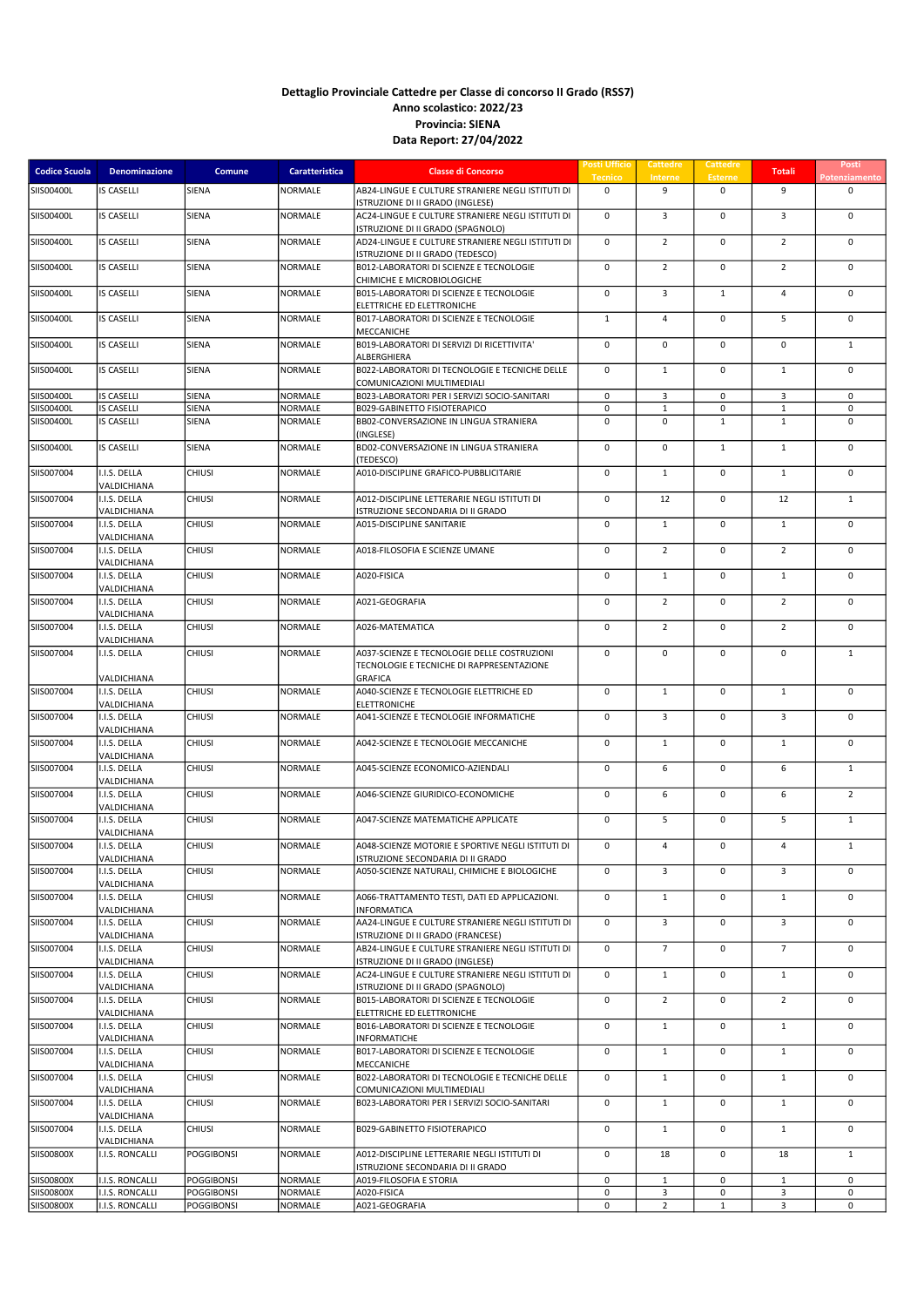**Dettaglio Provinciale Cattedre per Classe di concorso II Grado (RSS7)**
**Anno scolastico: 2022/23**
**Provincia: SIENA**
**Data Report: 27/04/2022**

| Codice Scuola | Denominazione | Comune | Caratteristica | Classe di Concorso | Posti Ufficio Tecnico | Cattedre Interne | Cattedre Esterne | Totali | Posti Potenziamento |
|---|---|---|---|---|---|---|---|---|---|
| SIIS00400L | IS CASELLI | SIENA | NORMALE | AB24-LINGUE E CULTURE STRANIERE NEGLI ISTITUTI DI ISTRUZIONE DI II GRADO (INGLESE) | 0 | 9 | 0 | 9 | 0 |
| SIIS00400L | IS CASELLI | SIENA | NORMALE | AC24-LINGUE E CULTURE STRANIERE NEGLI ISTITUTI DI ISTRUZIONE DI II GRADO (SPAGNOLO) | 0 | 3 | 0 | 3 | 0 |
| SIIS00400L | IS CASELLI | SIENA | NORMALE | AD24-LINGUE E CULTURE STRANIERE NEGLI ISTITUTI DI ISTRUZIONE DI II GRADO (TEDESCO) | 0 | 2 | 0 | 2 | 0 |
| SIIS00400L | IS CASELLI | SIENA | NORMALE | B012-LABORATORI DI SCIENZE E TECNOLOGIE CHIMICHE E MICROBIOLOGICHE | 0 | 2 | 0 | 2 | 0 |
| SIIS00400L | IS CASELLI | SIENA | NORMALE | B015-LABORATORI DI SCIENZE E TECNOLOGIE ELETTRICHE ED ELETTRONICHE | 0 | 3 | 1 | 4 | 0 |
| SIIS00400L | IS CASELLI | SIENA | NORMALE | B017-LABORATORI DI SCIENZE E TECNOLOGIE MECCANICHE | 1 | 4 | 0 | 5 | 0 |
| SIIS00400L | IS CASELLI | SIENA | NORMALE | B019-LABORATORI DI SERVIZI DI RICETTIVITA' ALBERGHIERA | 0 | 0 | 0 | 0 | 1 |
| SIIS00400L | IS CASELLI | SIENA | NORMALE | B022-LABORATORI DI TECNOLOGIE E TECNICHE DELLE COMUNICAZIONI MULTIMEDIALI | 0 | 1 | 0 | 1 | 0 |
| SIIS00400L | IS CASELLI | SIENA | NORMALE | B023-LABORATORI PER I SERVIZI SOCIO-SANITARI | 0 | 3 | 0 | 3 | 0 |
| SIIS00400L | IS CASELLI | SIENA | NORMALE | B029-GABINETTO FISIOTERAPICO | 0 | 1 | 0 | 1 | 0 |
| SIIS00400L | IS CASELLI | SIENA | NORMALE | BB02-CONVERSAZIONE IN LINGUA STRANIERA (INGLESE) | 0 | 0 | 1 | 1 | 0 |
| SIIS00400L | IS CASELLI | SIENA | NORMALE | BD02-CONVERSAZIONE IN LINGUA STRANIERA (TEDESCO) | 0 | 0 | 1 | 1 | 0 |
| SIIS007004 | I.I.S. DELLA VALDICHIANA | CHIUSI | NORMALE | A010-DISCIPLINE GRAFICO-PUBBLICITARIE | 0 | 1 | 0 | 1 | 0 |
| SIIS007004 | I.I.S. DELLA VALDICHIANA | CHIUSI | NORMALE | A012-DISCIPLINE LETTERARIE NEGLI ISTITUTI DI ISTRUZIONE SECONDARIA DI II GRADO | 0 | 12 | 0 | 12 | 1 |
| SIIS007004 | I.I.S. DELLA VALDICHIANA | CHIUSI | NORMALE | A015-DISCIPLINE SANITARIE | 0 | 1 | 0 | 1 | 0 |
| SIIS007004 | I.I.S. DELLA VALDICHIANA | CHIUSI | NORMALE | A018-FILOSOFIA E SCIENZE UMANE | 0 | 2 | 0 | 2 | 0 |
| SIIS007004 | I.I.S. DELLA VALDICHIANA | CHIUSI | NORMALE | A020-FISICA | 0 | 1 | 0 | 1 | 0 |
| SIIS007004 | I.I.S. DELLA VALDICHIANA | CHIUSI | NORMALE | A021-GEOGRAFIA | 0 | 2 | 0 | 2 | 0 |
| SIIS007004 | I.I.S. DELLA VALDICHIANA | CHIUSI | NORMALE | A026-MATEMATICA | 0 | 2 | 0 | 2 | 0 |
| SIIS007004 | I.I.S. DELLA VALDICHIANA | CHIUSI | NORMALE | A037-SCIENZE E TECNOLOGIE DELLE COSTRUZIONI TECNOLOGIE E TECNICHE DI RAPPRESENTAZIONE GRAFICA | 0 | 0 | 0 | 0 | 1 |
| SIIS007004 | I.I.S. DELLA VALDICHIANA | CHIUSI | NORMALE | A040-SCIENZE E TECNOLOGIE ELETTRICHE ED ELETTRONICHE | 0 | 1 | 0 | 1 | 0 |
| SIIS007004 | I.I.S. DELLA VALDICHIANA | CHIUSI | NORMALE | A041-SCIENZE E TECNOLOGIE INFORMATICHE | 0 | 3 | 0 | 3 | 0 |
| SIIS007004 | I.I.S. DELLA VALDICHIANA | CHIUSI | NORMALE | A042-SCIENZE E TECNOLOGIE MECCANICHE | 0 | 1 | 0 | 1 | 0 |
| SIIS007004 | I.I.S. DELLA VALDICHIANA | CHIUSI | NORMALE | A045-SCIENZE ECONOMICO-AZIENDALI | 0 | 6 | 0 | 6 | 1 |
| SIIS007004 | I.I.S. DELLA VALDICHIANA | CHIUSI | NORMALE | A046-SCIENZE GIURIDICO-ECONOMICHE | 0 | 6 | 0 | 6 | 2 |
| SIIS007004 | I.I.S. DELLA VALDICHIANA | CHIUSI | NORMALE | A047-SCIENZE MATEMATICHE APPLICATE | 0 | 5 | 0 | 5 | 1 |
| SIIS007004 | I.I.S. DELLA VALDICHIANA | CHIUSI | NORMALE | A048-SCIENZE MOTORIE E SPORTIVE NEGLI ISTITUTI DI ISTRUZIONE SECONDARIA DI II GRADO | 0 | 4 | 0 | 4 | 1 |
| SIIS007004 | I.I.S. DELLA VALDICHIANA | CHIUSI | NORMALE | A050-SCIENZE NATURALI, CHIMICHE E BIOLOGICHE | 0 | 3 | 0 | 3 | 0 |
| SIIS007004 | I.I.S. DELLA VALDICHIANA | CHIUSI | NORMALE | A066-TRATTAMENTO TESTI, DATI ED APPLICAZIONI. INFORMATICA | 0 | 1 | 0 | 1 | 0 |
| SIIS007004 | I.I.S. DELLA VALDICHIANA | CHIUSI | NORMALE | AA24-LINGUE E CULTURE STRANIERE NEGLI ISTITUTI DI ISTRUZIONE DI II GRADO (FRANCESE) | 0 | 3 | 0 | 3 | 0 |
| SIIS007004 | I.I.S. DELLA VALDICHIANA | CHIUSI | NORMALE | AB24-LINGUE E CULTURE STRANIERE NEGLI ISTITUTI DI ISTRUZIONE DI II GRADO (INGLESE) | 0 | 7 | 0 | 7 | 0 |
| SIIS007004 | I.I.S. DELLA VALDICHIANA | CHIUSI | NORMALE | AC24-LINGUE E CULTURE STRANIERE NEGLI ISTITUTI DI ISTRUZIONE DI II GRADO (SPAGNOLO) | 0 | 1 | 0 | 1 | 0 |
| SIIS007004 | I.I.S. DELLA VALDICHIANA | CHIUSI | NORMALE | B015-LABORATORI DI SCIENZE E TECNOLOGIE ELETTRICHE ED ELETTRONICHE | 0 | 2 | 0 | 2 | 0 |
| SIIS007004 | I.I.S. DELLA VALDICHIANA | CHIUSI | NORMALE | B016-LABORATORI DI SCIENZE E TECNOLOGIE INFORMATICHE | 0 | 1 | 0 | 1 | 0 |
| SIIS007004 | I.I.S. DELLA VALDICHIANA | CHIUSI | NORMALE | B017-LABORATORI DI SCIENZE E TECNOLOGIE MECCANICHE | 0 | 1 | 0 | 1 | 0 |
| SIIS007004 | I.I.S. DELLA VALDICHIANA | CHIUSI | NORMALE | B022-LABORATORI DI TECNOLOGIE E TECNICHE DELLE COMUNICAZIONI MULTIMEDIALI | 0 | 1 | 0 | 1 | 0 |
| SIIS007004 | I.I.S. DELLA VALDICHIANA | CHIUSI | NORMALE | B023-LABORATORI PER I SERVIZI SOCIO-SANITARI | 0 | 1 | 0 | 1 | 0 |
| SIIS007004 | I.I.S. DELLA VALDICHIANA | CHIUSI | NORMALE | B029-GABINETTO FISIOTERAPICO | 0 | 1 | 0 | 1 | 0 |
| SIIS00800X | I.I.S. RONCALLI | POGGIBONSI | NORMALE | A012-DISCIPLINE LETTERARIE NEGLI ISTITUTI DI ISTRUZIONE SECONDARIA DI II GRADO | 0 | 18 | 0 | 18 | 1 |
| SIIS00800X | I.I.S. RONCALLI | POGGIBONSI | NORMALE | A019-FILOSOFIA E STORIA | 0 | 1 | 0 | 1 | 0 |
| SIIS00800X | I.I.S. RONCALLI | POGGIBONSI | NORMALE | A020-FISICA | 0 | 3 | 0 | 3 | 0 |
| SIIS00800X | I.I.S. RONCALLI | POGGIBONSI | NORMALE | A021-GEOGRAFIA | 0 | 2 | 1 | 3 | 0 |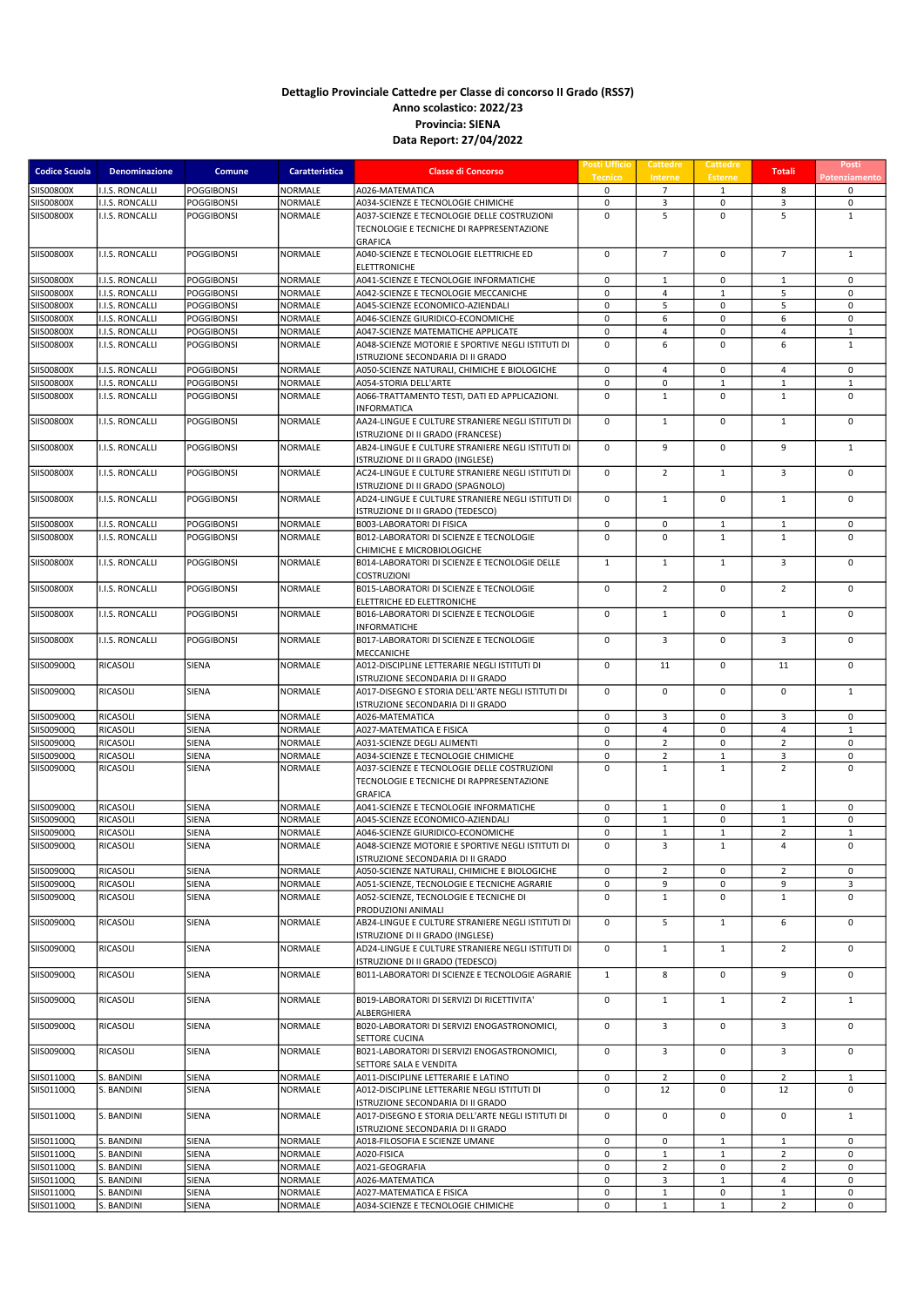**Dettaglio Provinciale Cattedre per Classe di concorso II Grado (RSS7)**
**Anno scolastico: 2022/23**
**Provincia: SIENA**
**Data Report: 27/04/2022**

| Codice Scuola | Denominazione | Comune | Caratteristica | Classe di Concorso | Posti Ufficio Tecnico | Cattedre Interne | Cattedre Esterne | Totali | Posti Potenziamento |
|---|---|---|---|---|---|---|---|---|---|
| SIIS00800X | I.I.S. RONCALLI | POGGIBONSI | NORMALE | A026-MATEMATICA | 0 | 7 | 1 | 8 | 0 |
| SIIS00800X | I.I.S. RONCALLI | POGGIBONSI | NORMALE | A034-SCIENZE E TECNOLOGIE CHIMICHE | 0 | 3 | 0 | 3 | 0 |
| SIIS00800X | I.I.S. RONCALLI | POGGIBONSI | NORMALE | A037-SCIENZE E TECNOLOGIE DELLE COSTRUZIONI TECNOLOGIE E TECNICHE DI RAPPRESENTAZIONE GRAFICA | 0 | 5 | 0 | 5 | 1 |
| SIIS00800X | I.I.S. RONCALLI | POGGIBONSI | NORMALE | A040-SCIENZE E TECNOLOGIE ELETTRICHE ED ELETTRONICHE | 0 | 7 | 0 | 7 | 1 |
| SIIS00800X | I.I.S. RONCALLI | POGGIBONSI | NORMALE | A041-SCIENZE E TECNOLOGIE INFORMATICHE | 0 | 1 | 0 | 1 | 0 |
| SIIS00800X | I.I.S. RONCALLI | POGGIBONSI | NORMALE | A042-SCIENZE E TECNOLOGIE MECCANICHE | 0 | 4 | 1 | 5 | 0 |
| SIIS00800X | I.I.S. RONCALLI | POGGIBONSI | NORMALE | A045-SCIENZE ECONOMICO-AZIENDALI | 0 | 5 | 0 | 5 | 0 |
| SIIS00800X | I.I.S. RONCALLI | POGGIBONSI | NORMALE | A046-SCIENZE GIURIDICO-ECONOMICHE | 0 | 6 | 0 | 6 | 0 |
| SIIS00800X | I.I.S. RONCALLI | POGGIBONSI | NORMALE | A047-SCIENZE MATEMATICHE APPLICATE | 0 | 4 | 0 | 4 | 1 |
| SIIS00800X | I.I.S. RONCALLI | POGGIBONSI | NORMALE | A048-SCIENZE MOTORIE E SPORTIVE NEGLI ISTITUTI DI ISTRUZIONE SECONDARIA DI II GRADO | 0 | 6 | 0 | 6 | 1 |
| SIIS00800X | I.I.S. RONCALLI | POGGIBONSI | NORMALE | A050-SCIENZE NATURALI, CHIMICHE E BIOLOGICHE | 0 | 4 | 0 | 4 | 0 |
| SIIS00800X | I.I.S. RONCALLI | POGGIBONSI | NORMALE | A054-STORIA DELL'ARTE | 0 | 0 | 1 | 1 | 1 |
| SIIS00800X | I.I.S. RONCALLI | POGGIBONSI | NORMALE | A066-TRATTAMENTO TESTI, DATI ED APPLICAZIONI. INFORMATICA | 0 | 1 | 0 | 1 | 0 |
| SIIS00800X | I.I.S. RONCALLI | POGGIBONSI | NORMALE | AA24-LINGUE E CULTURE STRANIERE NEGLI ISTITUTI DI ISTRUZIONE DI II GRADO (FRANCESE) | 0 | 1 | 0 | 1 | 0 |
| SIIS00800X | I.I.S. RONCALLI | POGGIBONSI | NORMALE | AB24-LINGUE E CULTURE STRANIERE NEGLI ISTITUTI DI ISTRUZIONE DI II GRADO (INGLESE) | 0 | 9 | 0 | 9 | 1 |
| SIIS00800X | I.I.S. RONCALLI | POGGIBONSI | NORMALE | AC24-LINGUE E CULTURE STRANIERE NEGLI ISTITUTI DI ISTRUZIONE DI II GRADO (SPAGNOLO) | 0 | 2 | 1 | 3 | 0 |
| SIIS00800X | I.I.S. RONCALLI | POGGIBONSI | NORMALE | AD24-LINGUE E CULTURE STRANIERE NEGLI ISTITUTI DI ISTRUZIONE DI II GRADO (TEDESCO) | 0 | 1 | 0 | 1 | 0 |
| SIIS00800X | I.I.S. RONCALLI | POGGIBONSI | NORMALE | B003-LABORATORI DI FISICA | 0 | 0 | 1 | 1 | 0 |
| SIIS00800X | I.I.S. RONCALLI | POGGIBONSI | NORMALE | B012-LABORATORI DI SCIENZE E TECNOLOGIE CHIMICHE E MICROBIOLOGICHE | 0 | 0 | 1 | 1 | 0 |
| SIIS00800X | I.I.S. RONCALLI | POGGIBONSI | NORMALE | B014-LABORATORI DI SCIENZE E TECNOLOGIE DELLE COSTRUZIONI | 1 | 1 | 1 | 3 | 0 |
| SIIS00800X | I.I.S. RONCALLI | POGGIBONSI | NORMALE | B015-LABORATORI DI SCIENZE E TECNOLOGIE ELETTRICHE ED ELETTRONICHE | 0 | 2 | 0 | 2 | 0 |
| SIIS00800X | I.I.S. RONCALLI | POGGIBONSI | NORMALE | B016-LABORATORI DI SCIENZE E TECNOLOGIE INFORMATICHE | 0 | 1 | 0 | 1 | 0 |
| SIIS00800X | I.I.S. RONCALLI | POGGIBONSI | NORMALE | B017-LABORATORI DI SCIENZE E TECNOLOGIE MECCANICHE | 0 | 3 | 0 | 3 | 0 |
| SIIS00900Q | RICASOLI | SIENA | NORMALE | A012-DISCIPLINE LETTERARIE NEGLI ISTITUTI DI ISTRUZIONE SECONDARIA DI II GRADO | 0 | 11 | 0 | 11 | 0 |
| SIIS00900Q | RICASOLI | SIENA | NORMALE | A017-DISEGNO E STORIA DELL'ARTE NEGLI ISTITUTI DI ISTRUZIONE SECONDARIA DI II GRADO | 0 | 0 | 0 | 0 | 1 |
| SIIS00900Q | RICASOLI | SIENA | NORMALE | A026-MATEMATICA | 0 | 3 | 0 | 3 | 0 |
| SIIS00900Q | RICASOLI | SIENA | NORMALE | A027-MATEMATICA E FISICA | 0 | 4 | 0 | 4 | 1 |
| SIIS00900Q | RICASOLI | SIENA | NORMALE | A031-SCIENZE DEGLI ALIMENTI | 0 | 2 | 0 | 2 | 0 |
| SIIS00900Q | RICASOLI | SIENA | NORMALE | A034-SCIENZE E TECNOLOGIE CHIMICHE | 0 | 2 | 1 | 3 | 0 |
| SIIS00900Q | RICASOLI | SIENA | NORMALE | A037-SCIENZE E TECNOLOGIE DELLE COSTRUZIONI TECNOLOGIE E TECNICHE DI RAPPRESENTAZIONE GRAFICA | 0 | 1 | 1 | 2 | 0 |
| SIIS00900Q | RICASOLI | SIENA | NORMALE | A041-SCIENZE E TECNOLOGIE INFORMATICHE | 0 | 1 | 0 | 1 | 0 |
| SIIS00900Q | RICASOLI | SIENA | NORMALE | A045-SCIENZE ECONOMICO-AZIENDALI | 0 | 1 | 0 | 1 | 0 |
| SIIS00900Q | RICASOLI | SIENA | NORMALE | A046-SCIENZE GIURIDICO-ECONOMICHE | 0 | 1 | 1 | 2 | 1 |
| SIIS00900Q | RICASOLI | SIENA | NORMALE | A048-SCIENZE MOTORIE E SPORTIVE NEGLI ISTITUTI DI ISTRUZIONE SECONDARIA DI II GRADO | 0 | 3 | 1 | 4 | 0 |
| SIIS00900Q | RICASOLI | SIENA | NORMALE | A050-SCIENZE NATURALI, CHIMICHE E BIOLOGICHE | 0 | 2 | 0 | 2 | 0 |
| SIIS00900Q | RICASOLI | SIENA | NORMALE | A051-SCIENZE, TECNOLOGIE E TECNICHE AGRARIE | 0 | 9 | 0 | 9 | 3 |
| SIIS00900Q | RICASOLI | SIENA | NORMALE | A052-SCIENZE, TECNOLOGIE E TECNICHE DI PRODUZIONI ANIMALI | 0 | 1 | 0 | 1 | 0 |
| SIIS00900Q | RICASOLI | SIENA | NORMALE | AB24-LINGUE E CULTURE STRANIERE NEGLI ISTITUTI DI ISTRUZIONE DI II GRADO (INGLESE) | 0 | 5 | 1 | 6 | 0 |
| SIIS00900Q | RICASOLI | SIENA | NORMALE | AD24-LINGUE E CULTURE STRANIERE NEGLI ISTITUTI DI ISTRUZIONE DI II GRADO (TEDESCO) | 0 | 1 | 1 | 2 | 0 |
| SIIS00900Q | RICASOLI | SIENA | NORMALE | B011-LABORATORI DI SCIENZE E TECNOLOGIE AGRARIE | 1 | 8 | 0 | 9 | 0 |
| SIIS00900Q | RICASOLI | SIENA | NORMALE | B019-LABORATORI DI SERVIZI DI RICETTIVITA' ALBERGHIERA | 0 | 1 | 1 | 2 | 1 |
| SIIS00900Q | RICASOLI | SIENA | NORMALE | B020-LABORATORI DI SERVIZI ENOGASTRONOMICI, SETTORE CUCINA | 0 | 3 | 0 | 3 | 0 |
| SIIS00900Q | RICASOLI | SIENA | NORMALE | B021-LABORATORI DI SERVIZI ENOGASTRONOMICI, SETTORE SALA E VENDITA | 0 | 3 | 0 | 3 | 0 |
| SIIS01100Q | S. BANDINI | SIENA | NORMALE | A011-DISCIPLINE LETTERARIE E LATINO | 0 | 2 | 0 | 2 | 1 |
| SIIS01100Q | S. BANDINI | SIENA | NORMALE | A012-DISCIPLINE LETTERARIE NEGLI ISTITUTI DI ISTRUZIONE SECONDARIA DI II GRADO | 0 | 12 | 0 | 12 | 0 |
| SIIS01100Q | S. BANDINI | SIENA | NORMALE | A017-DISEGNO E STORIA DELL'ARTE NEGLI ISTITUTI DI ISTRUZIONE SECONDARIA DI II GRADO | 0 | 0 | 0 | 0 | 1 |
| SIIS01100Q | S. BANDINI | SIENA | NORMALE | A018-FILOSOFIA E SCIENZE UMANE | 0 | 0 | 1 | 1 | 0 |
| SIIS01100Q | S. BANDINI | SIENA | NORMALE | A020-FISICA | 0 | 1 | 1 | 2 | 0 |
| SIIS01100Q | S. BANDINI | SIENA | NORMALE | A021-GEOGRAFIA | 0 | 2 | 0 | 2 | 0 |
| SIIS01100Q | S. BANDINI | SIENA | NORMALE | A026-MATEMATICA | 0 | 3 | 1 | 4 | 0 |
| SIIS01100Q | S. BANDINI | SIENA | NORMALE | A027-MATEMATICA E FISICA | 0 | 1 | 0 | 1 | 0 |
| SIIS01100Q | S. BANDINI | SIENA | NORMALE | A034-SCIENZE E TECNOLOGIE CHIMICHE | 0 | 1 | 1 | 2 | 0 |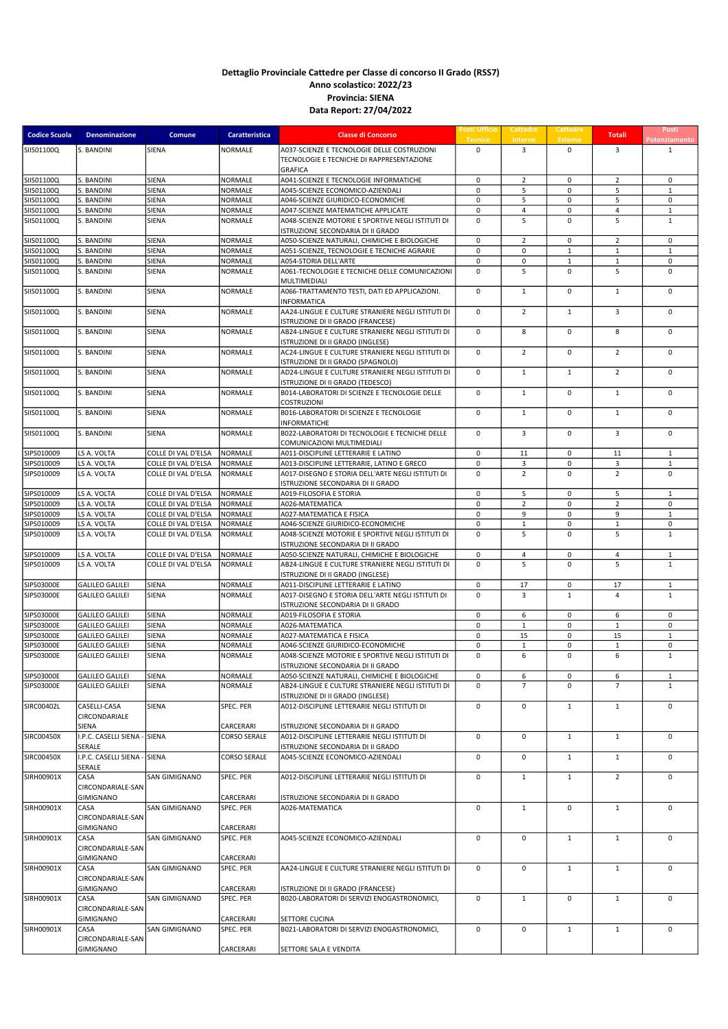**Dettaglio Provinciale Cattedre per Classe di concorso II Grado (RSS7)**
**Anno scolastico: 2022/23**
**Provincia: SIENA**
**Data Report: 27/04/2022**

| Codice Scuola | Denominazione | Comune | Caratteristica | Classe di Concorso | Posti Ufficio Tecnico | Cattedre Interne | Cattedre Esterne | Totali | Posti Potenziamento |
|---|---|---|---|---|---|---|---|---|---|
| SIIS01100Q | S. BANDINI | SIENA | NORMALE | A037-SCIENZE E TECNOLOGIE DELLE COSTRUZIONI TECNOLOGIE E TECNICHE DI RAPPRESENTAZIONE GRAFICA | 0 | 3 | 0 | 3 | 1 |
| SIIS01100Q | S. BANDINI | SIENA | NORMALE | A041-SCIENZE E TECNOLOGIE INFORMATICHE | 0 | 2 | 0 | 2 | 0 |
| SIIS01100Q | S. BANDINI | SIENA | NORMALE | A045-SCIENZE ECONOMICO-AZIENDALI | 0 | 5 | 0 | 5 | 1 |
| SIIS01100Q | S. BANDINI | SIENA | NORMALE | A046-SCIENZE GIURIDICO-ECONOMICHE | 0 | 5 | 0 | 5 | 0 |
| SIIS01100Q | S. BANDINI | SIENA | NORMALE | A047-SCIENZE MATEMATICHE APPLICATE | 0 | 4 | 0 | 4 | 1 |
| SIIS01100Q | S. BANDINI | SIENA | NORMALE | A048-SCIENZE MOTORIE E SPORTIVE NEGLI ISTITUTI DI ISTRUZIONE SECONDARIA DI II GRADO | 0 | 5 | 0 | 5 | 1 |
| SIIS01100Q | S. BANDINI | SIENA | NORMALE | A050-SCIENZE NATURALI, CHIMICHE E BIOLOGICHE | 0 | 2 | 0 | 2 | 0 |
| SIIS01100Q | S. BANDINI | SIENA | NORMALE | A051-SCIENZE, TECNOLOGIE E TECNICHE AGRARIE | 0 | 0 | 1 | 1 | 1 |
| SIIS01100Q | S. BANDINI | SIENA | NORMALE | A054-STORIA DELL'ARTE | 0 | 0 | 1 | 1 | 0 |
| SIIS01100Q | S. BANDINI | SIENA | NORMALE | A061-TECNOLOGIE E TECNICHE DELLE COMUNICAZIONI MULTIMEDIALI | 0 | 5 | 0 | 5 | 0 |
| SIIS01100Q | S. BANDINI | SIENA | NORMALE | A066-TRATTAMENTO TESTI, DATI ED APPLICAZIONI. INFORMATICA | 0 | 1 | 0 | 1 | 0 |
| SIIS01100Q | S. BANDINI | SIENA | NORMALE | AA24-LINGUE E CULTURE STRANIERE NEGLI ISTITUTI DI ISTRUZIONE DI II GRADO (FRANCESE) | 0 | 2 | 1 | 3 | 0 |
| SIIS01100Q | S. BANDINI | SIENA | NORMALE | AB24-LINGUE E CULTURE STRANIERE NEGLI ISTITUTI DI ISTRUZIONE DI II GRADO (INGLESE) | 0 | 8 | 0 | 8 | 0 |
| SIIS01100Q | S. BANDINI | SIENA | NORMALE | AC24-LINGUE E CULTURE STRANIERE NEGLI ISTITUTI DI ISTRUZIONE DI II GRADO (SPAGNOLO) | 0 | 2 | 0 | 2 | 0 |
| SIIS01100Q | S. BANDINI | SIENA | NORMALE | AD24-LINGUE E CULTURE STRANIERE NEGLI ISTITUTI DI ISTRUZIONE DI II GRADO (TEDESCO) | 0 | 1 | 1 | 2 | 0 |
| SIIS01100Q | S. BANDINI | SIENA | NORMALE | B014-LABORATORI DI SCIENZE E TECNOLOGIE DELLE COSTRUZIONI | 0 | 1 | 0 | 1 | 0 |
| SIIS01100Q | S. BANDINI | SIENA | NORMALE | B016-LABORATORI DI SCIENZE E TECNOLOGIE INFORMATICHE | 0 | 1 | 0 | 1 | 0 |
| SIIS01100Q | S. BANDINI | SIENA | NORMALE | B022-LABORATORI DI TECNOLOGIE E TECNICHE DELLE COMUNICAZIONI MULTIMEDIALI | 0 | 3 | 0 | 3 | 0 |
| SIPS010009 | LS A. VOLTA | COLLE DI VAL D'ELSA | NORMALE | A011-DISCIPLINE LETTERARIE E LATINO | 0 | 11 | 0 | 11 | 1 |
| SIPS010009 | LS A. VOLTA | COLLE DI VAL D'ELSA | NORMALE | A013-DISCIPLINE LETTERARIE, LATINO E GRECO | 0 | 3 | 0 | 3 | 1 |
| SIPS010009 | LS A. VOLTA | COLLE DI VAL D'ELSA | NORMALE | A017-DISEGNO E STORIA DELL'ARTE NEGLI ISTITUTI DI ISTRUZIONE SECONDARIA DI II GRADO | 0 | 2 | 0 | 2 | 0 |
| SIPS010009 | LS A. VOLTA | COLLE DI VAL D'ELSA | NORMALE | A019-FILOSOFIA E STORIA | 0 | 5 | 0 | 5 | 1 |
| SIPS010009 | LS A. VOLTA | COLLE DI VAL D'ELSA | NORMALE | A026-MATEMATICA | 0 | 2 | 0 | 2 | 0 |
| SIPS010009 | LS A. VOLTA | COLLE DI VAL D'ELSA | NORMALE | A027-MATEMATICA E FISICA | 0 | 9 | 0 | 9 | 1 |
| SIPS010009 | LS A. VOLTA | COLLE DI VAL D'ELSA | NORMALE | A046-SCIENZE GIURIDICO-ECONOMICHE | 0 | 1 | 0 | 1 | 0 |
| SIPS010009 | LS A. VOLTA | COLLE DI VAL D'ELSA | NORMALE | A048-SCIENZE MOTORIE E SPORTIVE NEGLI ISTITUTI DI ISTRUZIONE SECONDARIA DI II GRADO | 0 | 5 | 0 | 5 | 1 |
| SIPS010009 | LS A. VOLTA | COLLE DI VAL D'ELSA | NORMALE | A050-SCIENZE NATURALI, CHIMICHE E BIOLOGICHE | 0 | 4 | 0 | 4 | 1 |
| SIPS010009 | LS A. VOLTA | COLLE DI VAL D'ELSA | NORMALE | AB24-LINGUE E CULTURE STRANIERE NEGLI ISTITUTI DI ISTRUZIONE DI II GRADO (INGLESE) | 0 | 5 | 0 | 5 | 1 |
| SIPS03000E | GALILEO GALILEI | SIENA | NORMALE | A011-DISCIPLINE LETTERARIE E LATINO | 0 | 17 | 0 | 17 | 1 |
| SIPS03000E | GALILEO GALILEI | SIENA | NORMALE | A017-DISEGNO E STORIA DELL'ARTE NEGLI ISTITUTI DI ISTRUZIONE SECONDARIA DI II GRADO | 0 | 3 | 1 | 4 | 1 |
| SIPS03000E | GALILEO GALILEI | SIENA | NORMALE | A019-FILOSOFIA E STORIA | 0 | 6 | 0 | 6 | 0 |
| SIPS03000E | GALILEO GALILEI | SIENA | NORMALE | A026-MATEMATICA | 0 | 1 | 0 | 1 | 0 |
| SIPS03000E | GALILEO GALILEI | SIENA | NORMALE | A027-MATEMATICA E FISICA | 0 | 15 | 0 | 15 | 1 |
| SIPS03000E | GALILEO GALILEI | SIENA | NORMALE | A046-SCIENZE GIURIDICO-ECONOMICHE | 0 | 1 | 0 | 1 | 0 |
| SIPS03000E | GALILEO GALILEI | SIENA | NORMALE | A048-SCIENZE MOTORIE E SPORTIVE NEGLI ISTITUTI DI ISTRUZIONE SECONDARIA DI II GRADO | 0 | 6 | 0 | 6 | 1 |
| SIPS03000E | GALILEO GALILEI | SIENA | NORMALE | A050-SCIENZE NATURALI, CHIMICHE E BIOLOGICHE | 0 | 6 | 0 | 6 | 1 |
| SIPS03000E | GALILEO GALILEI | SIENA | NORMALE | AB24-LINGUE E CULTURE STRANIERE NEGLI ISTITUTI DI ISTRUZIONE DI II GRADO (INGLESE) | 0 | 7 | 0 | 7 | 1 |
| SIRC00402L | CASELLI-CASA CIRCONDARIALE SIENA | SIENA | SPEC. PER CARCERARI | A012-DISCIPLINE LETTERARIE NEGLI ISTITUTI DI ISTRUZIONE SECONDARIA DI II GRADO | 0 | 0 | 1 | 1 | 0 |
| SIRC00450X | I.P.C. CASELLI SIENA - SERALE | SIENA | CORSO SERALE | A012-DISCIPLINE LETTERARIE NEGLI ISTITUTI DI ISTRUZIONE SECONDARIA DI II GRADO | 0 | 0 | 1 | 1 | 0 |
| SIRC00450X | I.P.C. CASELLI SIENA - SERALE | SIENA | CORSO SERALE | A045-SCIENZE ECONOMICO-AZIENDALI | 0 | 0 | 1 | 1 | 0 |
| SIRH00901X | CASA CIRCONDARIALE-SAN GIMIGNANO | SAN GIMIGNANO | SPEC. PER CARCERARI | A012-DISCIPLINE LETTERARIE NEGLI ISTITUTI DI ISTRUZIONE SECONDARIA DI II GRADO | 0 | 1 | 1 | 2 | 0 |
| SIRH00901X | CASA CIRCONDARIALE-SAN GIMIGNANO | SAN GIMIGNANO | SPEC. PER CARCERARI | A026-MATEMATICA | 0 | 1 | 0 | 1 | 0 |
| SIRH00901X | CASA CIRCONDARIALE-SAN GIMIGNANO | SAN GIMIGNANO | SPEC. PER CARCERARI | A045-SCIENZE ECONOMICO-AZIENDALI | 0 | 0 | 1 | 1 | 0 |
| SIRH00901X | CASA CIRCONDARIALE-SAN GIMIGNANO | SAN GIMIGNANO | SPEC. PER CARCERARI | AA24-LINGUE E CULTURE STRANIERE NEGLI ISTITUTI DI ISTRUZIONE DI II GRADO (FRANCESE) | 0 | 0 | 1 | 1 | 0 |
| SIRH00901X | CASA CIRCONDARIALE-SAN GIMIGNANO | SAN GIMIGNANO | SPEC. PER CARCERARI | B020-LABORATORI DI SERVIZI ENOGASTRONOMICI, SETTORE CUCINA | 0 | 1 | 0 | 1 | 0 |
| SIRH00901X | CASA CIRCONDARIALE-SAN GIMIGNANO | SAN GIMIGNANO | SPEC. PER CARCERARI | B021-LABORATORI DI SERVIZI ENOGASTRONOMICI, SETTORE SALA E VENDITA | 0 | 0 | 1 | 1 | 0 |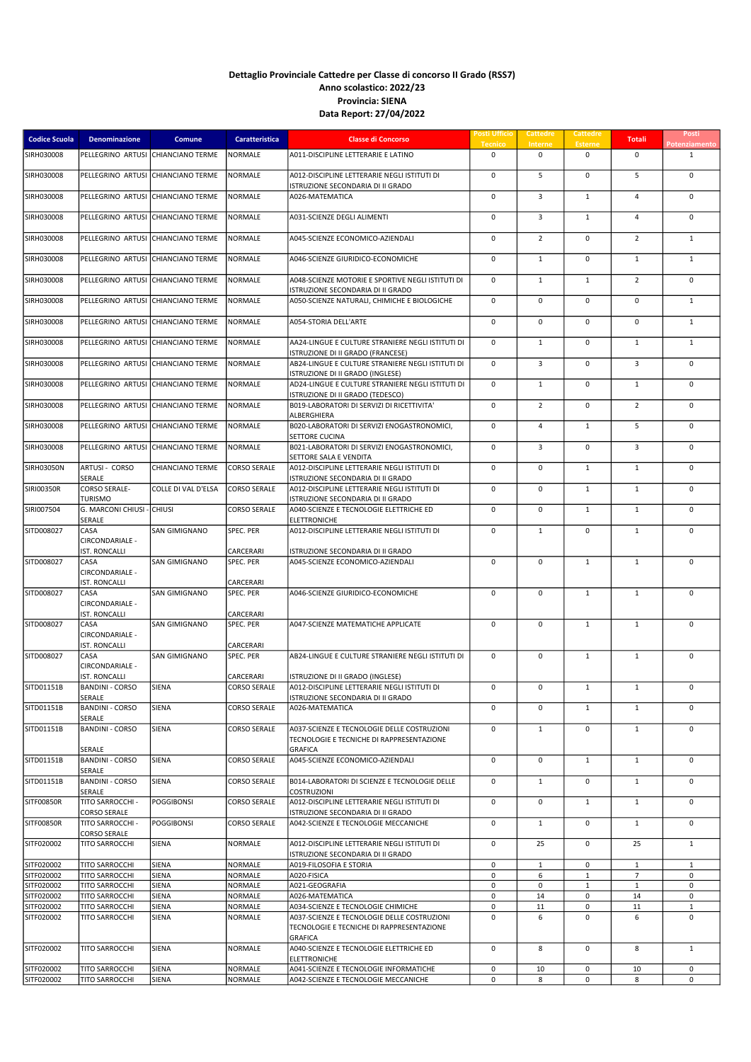**Dettaglio Provinciale Cattedre per Classe di concorso II Grado (RSS7)**
**Anno scolastico: 2022/23**
**Provincia: SIENA**
**Data Report: 27/04/2022**

| Codice Scuola | Denominazione | Comune | Caratteristica | Classe di Concorso | Posti Ufficio Tecnico | Cattedre Interne | Cattedre Esterne | Totali | Posti Potenziamento |
|---|---|---|---|---|---|---|---|---|---|
| SIRH030008 | PELLEGRINO ARTUSI | CHIANCIANO TERME | NORMALE | A011-DISCIPLINE LETTERARIE E LATINO | 0 | 0 | 0 | 0 | 1 |
| SIRH030008 | PELLEGRINO ARTUSI | CHIANCIANO TERME | NORMALE | A012-DISCIPLINE LETTERARIE NEGLI ISTITUTI DI ISTRUZIONE SECONDARIA DI II GRADO | 0 | 5 | 0 | 5 | 0 |
| SIRH030008 | PELLEGRINO ARTUSI | CHIANCIANO TERME | NORMALE | A026-MATEMATICA | 0 | 3 | 1 | 4 | 0 |
| SIRH030008 | PELLEGRINO ARTUSI | CHIANCIANO TERME | NORMALE | A031-SCIENZE DEGLI ALIMENTI | 0 | 3 | 1 | 4 | 0 |
| SIRH030008 | PELLEGRINO ARTUSI | CHIANCIANO TERME | NORMALE | A045-SCIENZE ECONOMICO-AZIENDALI | 0 | 2 | 0 | 2 | 1 |
| SIRH030008 | PELLEGRINO ARTUSI | CHIANCIANO TERME | NORMALE | A046-SCIENZE GIURIDICO-ECONOMICHE | 0 | 1 | 0 | 1 | 1 |
| SIRH030008 | PELLEGRINO ARTUSI | CHIANCIANO TERME | NORMALE | A048-SCIENZE MOTORIE E SPORTIVE NEGLI ISTITUTI DI ISTRUZIONE SECONDARIA DI II GRADO | 0 | 1 | 1 | 2 | 0 |
| SIRH030008 | PELLEGRINO ARTUSI | CHIANCIANO TERME | NORMALE | A050-SCIENZE NATURALI, CHIMICHE E BIOLOGICHE | 0 | 0 | 0 | 0 | 1 |
| SIRH030008 | PELLEGRINO ARTUSI | CHIANCIANO TERME | NORMALE | A054-STORIA DELL'ARTE | 0 | 0 | 0 | 0 | 1 |
| SIRH030008 | PELLEGRINO ARTUSI | CHIANCIANO TERME | NORMALE | AA24-LINGUE E CULTURE STRANIERE NEGLI ISTITUTI DI ISTRUZIONE DI II GRADO (FRANCESE) | 0 | 1 | 0 | 1 | 1 |
| SIRH030008 | PELLEGRINO ARTUSI | CHIANCIANO TERME | NORMALE | AB24-LINGUE E CULTURE STRANIERE NEGLI ISTITUTI DI ISTRUZIONE DI II GRADO (INGLESE) | 0 | 3 | 0 | 3 | 0 |
| SIRH030008 | PELLEGRINO ARTUSI | CHIANCIANO TERME | NORMALE | AD24-LINGUE E CULTURE STRANIERE NEGLI ISTITUTI DI ISTRUZIONE DI II GRADO (TEDESCO) | 0 | 1 | 0 | 1 | 0 |
| SIRH030008 | PELLEGRINO ARTUSI | CHIANCIANO TERME | NORMALE | B019-LABORATORI DI SERVIZI DI RICETTIVITA' ALBERGHIERA | 0 | 2 | 0 | 2 | 0 |
| SIRH030008 | PELLEGRINO ARTUSI | CHIANCIANO TERME | NORMALE | B020-LABORATORI DI SERVIZI ENOGASTRONOMICI, SETTORE CUCINA | 0 | 4 | 1 | 5 | 0 |
| SIRH030008 | PELLEGRINO ARTUSI | CHIANCIANO TERME | NORMALE | B021-LABORATORI DI SERVIZI ENOGASTRONOMICI, SETTORE SALA E VENDITA | 0 | 3 | 0 | 3 | 0 |
| SIRH03050N | ARTUSI - CORSO SERALE | CHIANCIANO TERME | CORSO SERALE | A012-DISCIPLINE LETTERARIE NEGLI ISTITUTI DI ISTRUZIONE SECONDARIA DI II GRADO | 0 | 0 | 1 | 1 | 0 |
| SIRI00350R | CORSO SERALE-TURISMO | COLLE DI VAL D'ELSA | CORSO SERALE | A012-DISCIPLINE LETTERARIE NEGLI ISTITUTI DI ISTRUZIONE SECONDARIA DI II GRADO | 0 | 0 | 1 | 1 | 0 |
| SIRI007504 | G. MARCONI CHIUSI - SERALE | CHIUSI | CORSO SERALE | A040-SCIENZE E TECNOLOGIE ELETTRICHE ED ELETTRONICHE | 0 | 0 | 1 | 1 | 0 |
| SITD008027 | CASA CIRCONDARIALE - IST. RONCALLI | SAN GIMIGNANO | SPEC. PER CARCERARI | A012-DISCIPLINE LETTERARIE NEGLI ISTITUTI DI ISTRUZIONE SECONDARIA DI II GRADO | 0 | 1 | 0 | 1 | 0 |
| SITD008027 | CASA CIRCONDARIALE - IST. RONCALLI | SAN GIMIGNANO | SPEC. PER CARCERARI | A045-SCIENZE ECONOMICO-AZIENDALI | 0 | 0 | 1 | 1 | 0 |
| SITD008027 | CASA CIRCONDARIALE - IST. RONCALLI | SAN GIMIGNANO | SPEC. PER CARCERARI | A046-SCIENZE GIURIDICO-ECONOMICHE | 0 | 0 | 1 | 1 | 0 |
| SITD008027 | CASA CIRCONDARIALE - IST. RONCALLI | SAN GIMIGNANO | SPEC. PER CARCERARI | A047-SCIENZE MATEMATICHE APPLICATE | 0 | 0 | 1 | 1 | 0 |
| SITD008027 | CASA CIRCONDARIALE - IST. RONCALLI | SAN GIMIGNANO | SPEC. PER CARCERARI | AB24-LINGUE E CULTURE STRANIERE NEGLI ISTITUTI DI ISTRUZIONE DI II GRADO (INGLESE) | 0 | 0 | 1 | 1 | 0 |
| SITD01151B | BANDINI - CORSO SERALE | SIENA | CORSO SERALE | A012-DISCIPLINE LETTERARIE NEGLI ISTITUTI DI ISTRUZIONE SECONDARIA DI II GRADO | 0 | 0 | 1 | 1 | 0 |
| SITD01151B | BANDINI - CORSO SERALE | SIENA | CORSO SERALE | A026-MATEMATICA | 0 | 0 | 1 | 1 | 0 |
| SITD01151B | BANDINI - CORSO SERALE | SIENA | CORSO SERALE | A037-SCIENZE E TECNOLOGIE DELLE COSTRUZIONI TECNOLOGIE E TECNICHE DI RAPPRESENTAZIONE GRAFICA | 0 | 1 | 0 | 1 | 0 |
| SITD01151B | BANDINI - CORSO SERALE | SIENA | CORSO SERALE | A045-SCIENZE ECONOMICO-AZIENDALI | 0 | 0 | 1 | 1 | 0 |
| SITD01151B | BANDINI - CORSO SERALE | SIENA | CORSO SERALE | B014-LABORATORI DI SCIENZE E TECNOLOGIE DELLE COSTRUZIONI | 0 | 1 | 0 | 1 | 0 |
| SITF00850R | TITO SARROCCHI - CORSO SERALE | POGGIBONSI | CORSO SERALE | A012-DISCIPLINE LETTERARIE NEGLI ISTITUTI DI ISTRUZIONE SECONDARIA DI II GRADO | 0 | 0 | 1 | 1 | 0 |
| SITF00850R | TITO SARROCCHI - CORSO SERALE | POGGIBONSI | CORSO SERALE | A042-SCIENZE E TECNOLOGIE MECCANICHE | 0 | 1 | 0 | 1 | 0 |
| SITF020002 | TITO SARROCCHI | SIENA | NORMALE | A012-DISCIPLINE LETTERARIE NEGLI ISTITUTI DI ISTRUZIONE SECONDARIA DI II GRADO | 0 | 25 | 0 | 25 | 1 |
| SITF020002 | TITO SARROCCHI | SIENA | NORMALE | A019-FILOSOFIA E STORIA | 0 | 1 | 0 | 1 | 1 |
| SITF020002 | TITO SARROCCHI | SIENA | NORMALE | A020-FISICA | 0 | 6 | 1 | 7 | 0 |
| SITF020002 | TITO SARROCCHI | SIENA | NORMALE | A021-GEOGRAFIA | 0 | 0 | 1 | 1 | 0 |
| SITF020002 | TITO SARROCCHI | SIENA | NORMALE | A026-MATEMATICA | 0 | 14 | 0 | 14 | 0 |
| SITF020002 | TITO SARROCCHI | SIENA | NORMALE | A034-SCIENZE E TECNOLOGIE CHIMICHE | 0 | 11 | 0 | 11 | 1 |
| SITF020002 | TITO SARROCCHI | SIENA | NORMALE | A037-SCIENZE E TECNOLOGIE DELLE COSTRUZIONI TECNOLOGIE E TECNICHE DI RAPPRESENTAZIONE GRAFICA | 0 | 6 | 0 | 6 | 0 |
| SITF020002 | TITO SARROCCHI | SIENA | NORMALE | A040-SCIENZE E TECNOLOGIE ELETTRICHE ED ELETTRONICHE | 0 | 8 | 0 | 8 | 1 |
| SITF020002 | TITO SARROCCHI | SIENA | NORMALE | A041-SCIENZE E TECNOLOGIE INFORMATICHE | 0 | 10 | 0 | 10 | 0 |
| SITF020002 | TITO SARROCCHI | SIENA | NORMALE | A042-SCIENZE E TECNOLOGIE MECCANICHE | 0 | 8 | 0 | 8 | 0 |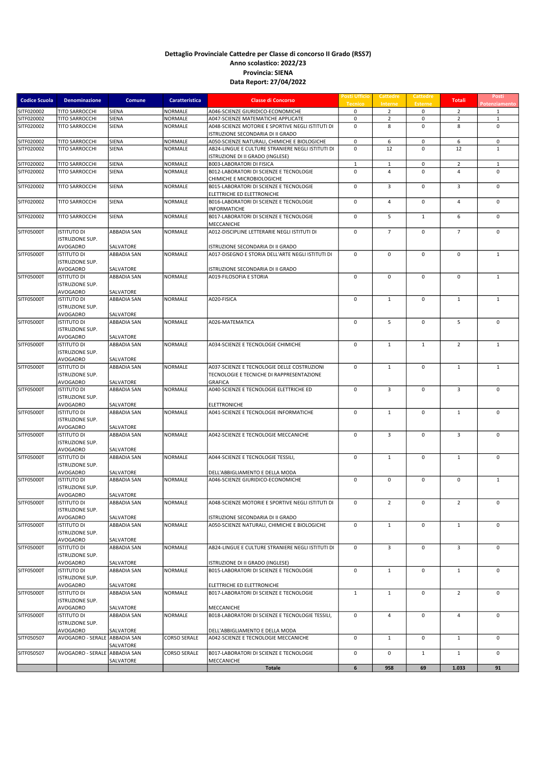**Dettaglio Provinciale Cattedre per Classe di concorso II Grado (RSS7)**
**Anno scolastico: 2022/23**
**Provincia: SIENA**
**Data Report: 27/04/2022**

| Codice Scuola | Denominazione | Comune | Caratteristica | Classe di Concorso | Posti Ufficio Tecnico | Cattedre Interne | Cattedre Esterne | Totali | Posti Potenziamento |
|---|---|---|---|---|---|---|---|---|---|
| SITF020002 | TITO SARROCCHI | SIENA | NORMALE | A046-SCIENZE GIURIDICO-ECONOMICHE | 0 | 2 | 0 | 2 | 1 |
| SITF020002 | TITO SARROCCHI | SIENA | NORMALE | A047-SCIENZE MATEMATICHE APPLICATE | 0 | 2 | 0 | 2 | 1 |
| SITF020002 | TITO SARROCCHI | SIENA | NORMALE | A048-SCIENZE MOTORIE E SPORTIVE NEGLI ISTITUTI DI ISTRUZIONE SECONDARIA DI II GRADO | 0 | 8 | 0 | 8 | 0 |
| SITF020002 | TITO SARROCCHI | SIENA | NORMALE | A050-SCIENZE NATURALI, CHIMICHE E BIOLOGICHE | 0 | 6 | 0 | 6 | 0 |
| SITF020002 | TITO SARROCCHI | SIENA | NORMALE | AB24-LINGUE E CULTURE STRANIERE NEGLI ISTITUTI DI ISTRUZIONE DI II GRADO (INGLESE) | 0 | 12 | 0 | 12 | 1 |
| SITF020002 | TITO SARROCCHI | SIENA | NORMALE | B003-LABORATORI DI FISICA | 1 | 1 | 0 | 2 | 1 |
| SITF020002 | TITO SARROCCHI | SIENA | NORMALE | B012-LABORATORI DI SCIENZE E TECNOLOGIE CHIMICHE E MICROBIOLOGICHE | 0 | 4 | 0 | 4 | 0 |
| SITF020002 | TITO SARROCCHI | SIENA | NORMALE | B015-LABORATORI DI SCIENZE E TECNOLOGIE ELETTRICHE ED ELETTRONICHE | 0 | 3 | 0 | 3 | 0 |
| SITF020002 | TITO SARROCCHI | SIENA | NORMALE | B016-LABORATORI DI SCIENZE E TECNOLOGIE INFORMATICHE | 0 | 4 | 0 | 4 | 0 |
| SITF020002 | TITO SARROCCHI | SIENA | NORMALE | B017-LABORATORI DI SCIENZE E TECNOLOGIE MECCANICHE | 0 | 5 | 1 | 6 | 0 |
| SITF05000T | ISTITUTO DI ISTRUZIONE SUP. AVOGADRO | ABBADIA SAN SALVATORE | NORMALE | A012-DISCIPLINE LETTERARIE NEGLI ISTITUTI DI ISTRUZIONE SECONDARIA DI II GRADO | 0 | 7 | 0 | 7 | 0 |
| SITF05000T | ISTITUTO DI ISTRUZIONE SUP. AVOGADRO | ABBADIA SAN SALVATORE | NORMALE | A017-DISEGNO E STORIA DELL'ARTE NEGLI ISTITUTI DI ISTRUZIONE SECONDARIA DI II GRADO | 0 | 0 | 0 | 0 | 1 |
| SITF05000T | ISTITUTO DI ISTRUZIONE SUP. AVOGADRO | ABBADIA SAN SALVATORE | NORMALE | A019-FILOSOFIA E STORIA | 0 | 0 | 0 | 0 | 1 |
| SITF05000T | ISTITUTO DI ISTRUZIONE SUP. AVOGADRO | ABBADIA SAN SALVATORE | NORMALE | A020-FISICA | 0 | 1 | 0 | 1 | 1 |
| SITF05000T | ISTITUTO DI ISTRUZIONE SUP. AVOGADRO | ABBADIA SAN SALVATORE | NORMALE | A026-MATEMATICA | 0 | 5 | 0 | 5 | 0 |
| SITF05000T | ISTITUTO DI ISTRUZIONE SUP. AVOGADRO | ABBADIA SAN SALVATORE | NORMALE | A034-SCIENZE E TECNOLOGIE CHIMICHE | 0 | 1 | 1 | 2 | 1 |
| SITF05000T | ISTITUTO DI ISTRUZIONE SUP. AVOGADRO | ABBADIA SAN SALVATORE | NORMALE | A037-SCIENZE E TECNOLOGIE DELLE COSTRUZIONI TECNOLOGIE E TECNICHE DI RAPPRESENTAZIONE GRAFICA | 0 | 1 | 0 | 1 | 1 |
| SITF05000T | ISTITUTO DI ISTRUZIONE SUP. AVOGADRO | ABBADIA SAN SALVATORE | NORMALE | A040-SCIENZE E TECNOLOGIE ELETTRICHE ED ELETTRONICHE | 0 | 3 | 0 | 3 | 0 |
| SITF05000T | ISTITUTO DI ISTRUZIONE SUP. AVOGADRO | ABBADIA SAN SALVATORE | NORMALE | A041-SCIENZE E TECNOLOGIE INFORMATICHE | 0 | 1 | 0 | 1 | 0 |
| SITF05000T | ISTITUTO DI ISTRUZIONE SUP. AVOGADRO | ABBADIA SAN SALVATORE | NORMALE | A042-SCIENZE E TECNOLOGIE MECCANICHE | 0 | 3 | 0 | 3 | 0 |
| SITF05000T | ISTITUTO DI ISTRUZIONE SUP. AVOGADRO | ABBADIA SAN SALVATORE | NORMALE | A044-SCIENZE E TECNOLOGIE TESSILI, DELL'ABBIGLIAMENTO E DELLA MODA | 0 | 1 | 0 | 1 | 0 |
| SITF05000T | ISTITUTO DI ISTRUZIONE SUP. AVOGADRO | ABBADIA SAN SALVATORE | NORMALE | A046-SCIENZE GIURIDICO-ECONOMICHE | 0 | 0 | 0 | 0 | 1 |
| SITF05000T | ISTITUTO DI ISTRUZIONE SUP. AVOGADRO | ABBADIA SAN SALVATORE | NORMALE | A048-SCIENZE MOTORIE E SPORTIVE NEGLI ISTITUTI DI ISTRUZIONE SECONDARIA DI II GRADO | 0 | 2 | 0 | 2 | 0 |
| SITF05000T | ISTITUTO DI ISTRUZIONE SUP. AVOGADRO | ABBADIA SAN SALVATORE | NORMALE | A050-SCIENZE NATURALI, CHIMICHE E BIOLOGICHE | 0 | 1 | 0 | 1 | 0 |
| SITF05000T | ISTITUTO DI ISTRUZIONE SUP. AVOGADRO | ABBADIA SAN SALVATORE | NORMALE | AB24-LINGUE E CULTURE STRANIERE NEGLI ISTITUTI DI ISTRUZIONE DI II GRADO (INGLESE) | 0 | 3 | 0 | 3 | 0 |
| SITF05000T | ISTITUTO DI ISTRUZIONE SUP. AVOGADRO | ABBADIA SAN SALVATORE | NORMALE | B015-LABORATORI DI SCIENZE E TECNOLOGIE ELETTRICHE ED ELETTRONICHE | 0 | 1 | 0 | 1 | 0 |
| SITF05000T | ISTITUTO DI ISTRUZIONE SUP. AVOGADRO | ABBADIA SAN SALVATORE | NORMALE | B017-LABORATORI DI SCIENZE E TECNOLOGIE MECCANICHE | 1 | 1 | 0 | 2 | 0 |
| SITF05000T | ISTITUTO DI ISTRUZIONE SUP. AVOGADRO | ABBADIA SAN SALVATORE | NORMALE | B018-LABORATORI DI SCIENZE E TECNOLOGIE TESSILI, DELL'ABBIGLIAMENTO E DELLA MODA | 0 | 4 | 0 | 4 | 0 |
| SITF050507 | AVOGADRO - SERALE | ABBADIA SAN SALVATORE | CORSO SERALE | A042-SCIENZE E TECNOLOGIE MECCANICHE | 0 | 1 | 0 | 1 | 0 |
| SITF050507 | AVOGADRO - SERALE | ABBADIA SAN SALVATORE | CORSO SERALE | B017-LABORATORI DI SCIENZE E TECNOLOGIE MECCANICHE | 0 | 0 | 1 | 1 | 0 |
| | | | | **Totale** | **6** | **958** | **69** | **1.033** | **91** |